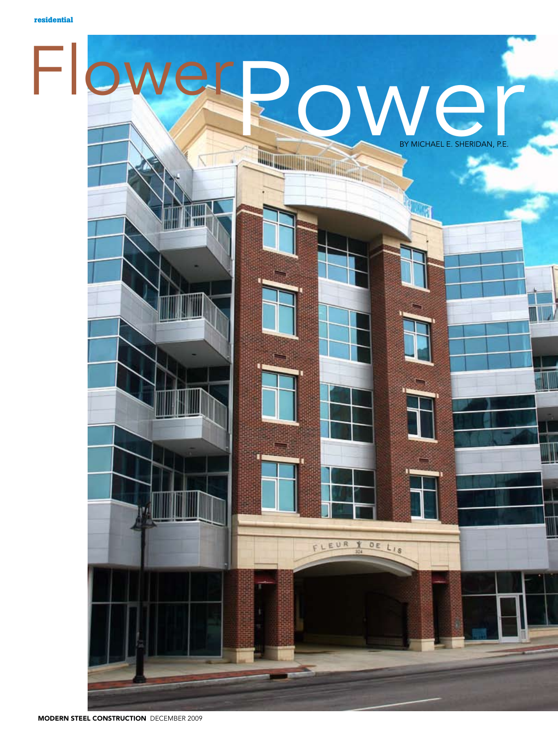residential

# Flower Power

BY MICHAEL E. SHERIDAN, P.E.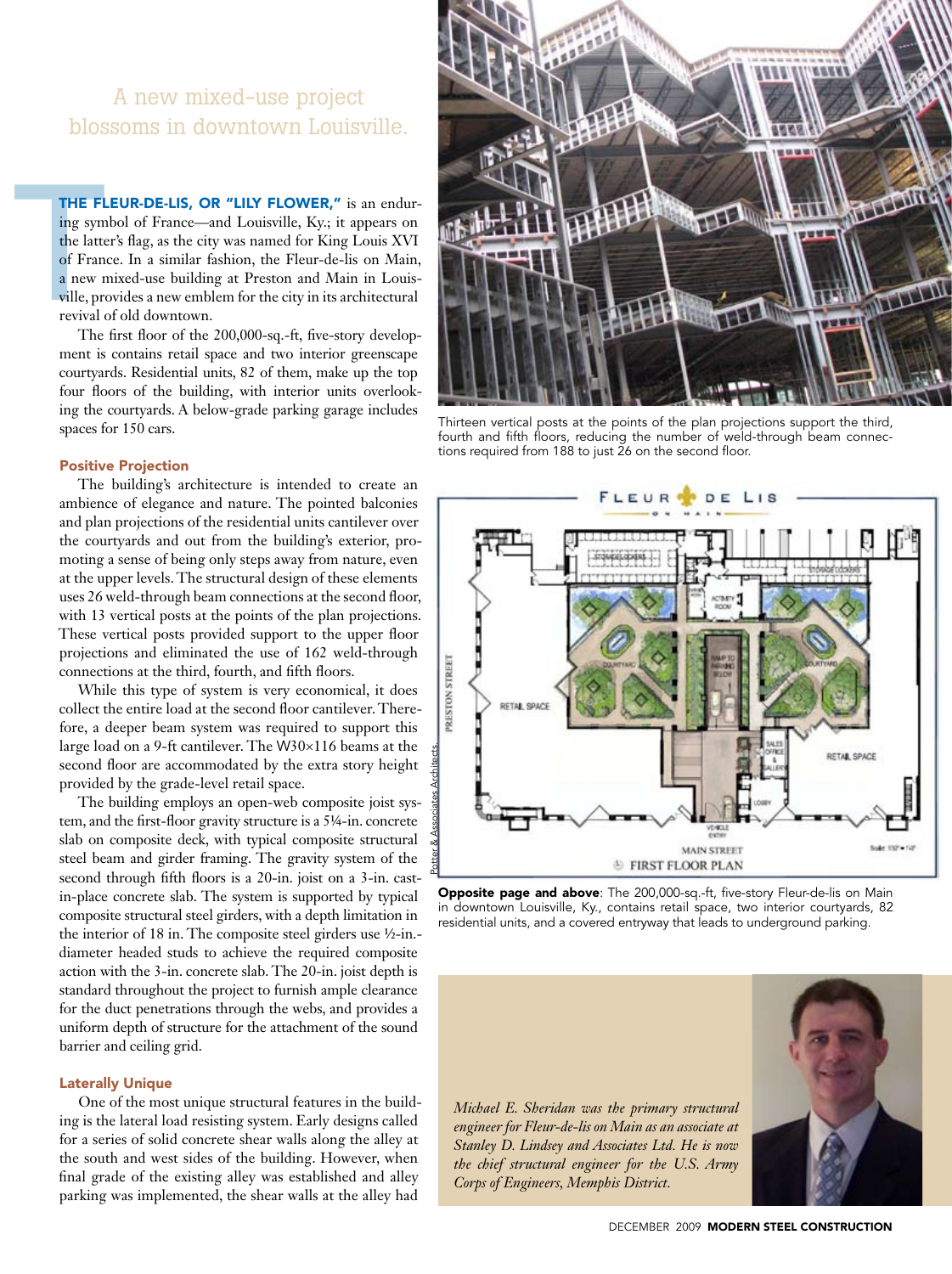A new mixed-use project blossoms in downtown Louisville.

**THE FLEUR-DE-LIS, OR "LILY FLOWER,"** is an enduring symbol of France—and Louisville, Ky.; it appears on the latter's flag, as the city was named for King Louis XVI of France. In a similar fashion, the Fleur-de-lis on Main, a new mixed-use building at Preston and Main in Louisville, provides a new emblem for the city in its architectural revival of old downtown.

The first floor of the 200,000-sq.-ft, five-story development is contains retail space and two interior greenscape courtyards. Residential units, 82 of them, make up the top four floors of the building, with interior units overlooking the courtyards. A below-grade parking garage includes spaces for 150 cars.

### Positive Projection

The building's architecture is intended to create an ambience of elegance and nature. The pointed balconies and plan projections of the residential units cantilever over the courtyards and out from the building's exterior, promoting a sense of being only steps away from nature, even at the upper levels. The structural design of these elements uses 26 weld-through beam connections at the second floor, with 13 vertical posts at the points of the plan projections. These vertical posts provided support to the upper floor projections and eliminated the use of 162 weld-through connections at the third, fourth, and fifth floors.

While this type of system is very economical, it does collect the entire load at the second floor cantilever. Therefore, a deeper beam system was required to support this large load on a 9-ft cantilever. The W30×116 beams at the second floor are accommodated by the extra story height provided by the grade-level retail space.

The building employs an open-web composite joist system, and the first-floor gravity structure is a 5¼-in. concrete slab on composite deck, with typical composite structural steel beam and girder framing. The gravity system of the second through fifth floors is a 20-in. joist on a 3-in. cast-in-place concrete slab. The system is supported by typical composite structural steel girders, with a depth limitation in the interior of 18 in. The composite steel girders use ½-in.-diameter headed studs to achieve the required composite action with the 3-in. concrete slab. The 20-in. joist depth is standard throughout the project to furnish ample clearance for the duct penetrations through the webs, and provides a uniform depth of structure for the attachment of the sound barrier and ceiling grid.

### Laterally Unique

One of the most unique structural features in the building is the lateral load resisting system. Early designs called for a series of solid concrete shear walls along the alley at the south and west sides of the building. However, when final grade of the existing alley was established and alley parking was implemented, the shear walls at the alley had

Thirteen vertical posts at the points of the plan projections support the third, fourth and fifth floors, reducing the number of weld-through beam connections required from 188 to just 26 on the second floor.

**Opposite page and above**: The 200,000-sq.-ft, five-story Fleur-de-lis on Main in downtown Louisville, Ky., contains retail space, two interior courtyards, 82 residential units, and a covered entryway that leads to underground parking.

*Michael E. Sheridan was the primary structural engineer for Fleur-de-lis on Main as an associate at Stanley D. Lindsey and Associates Ltd. He is now the chief structural engineer for the U.S. Army Corps of Engineers, Memphis District.*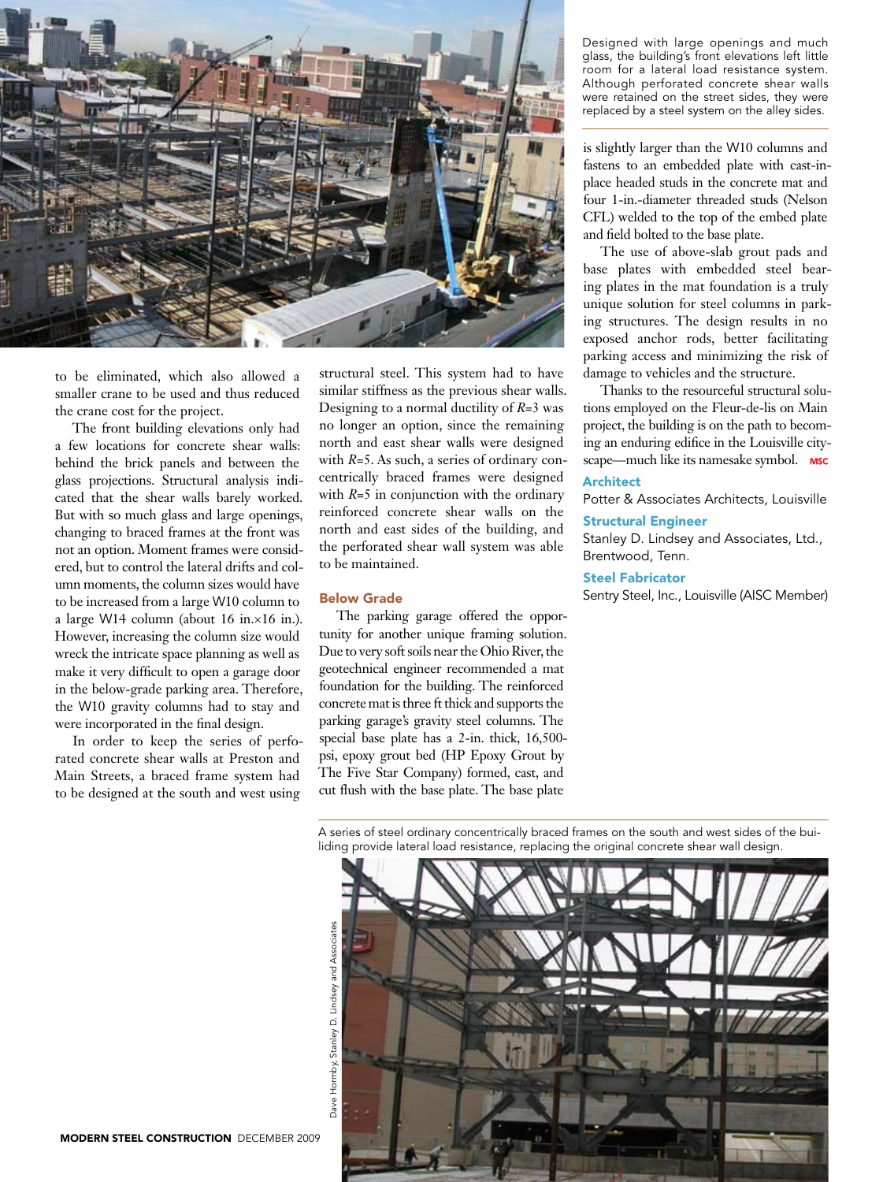Designed with large openings and much glass, the building's front elevations left little room for a lateral load resistance system. Although perforated concrete shear walls were retained on the street sides, they were replaced by a steel system on the alley sides.

to be eliminated, which also allowed a smaller crane to be used and thus reduced the crane cost for the project.

The front building elevations only had a few locations for concrete shear walls: behind the brick panels and between the glass projections. Structural analysis indicated that the shear walls barely worked. But with so much glass and large openings, changing to braced frames at the front was not an option. Moment frames were considered, but to control the lateral drifts and column moments, the column sizes would have to be increased from a large W10 column to a large W14 column (about 16 in.×16 in.). However, increasing the column size would wreck the intricate space planning as well as make it very difficult to open a garage door in the below-grade parking area. Therefore, the W10 gravity columns had to stay and were incorporated in the final design.

In order to keep the series of perforated concrete shear walls at Preston and Main Streets, a braced frame system had to be designed at the south and west using structural steel. This system had to have similar stiffness as the previous shear walls. Designing to a normal ductility of $R$=3 was no longer an option, since the remaining north and east shear walls were designed with $R$=5. As such, a series of ordinary concentrically braced frames were designed with $R$=5 in conjunction with the ordinary reinforced concrete shear walls on the north and east sides of the building, and the perforated shear wall system was able to be maintained.

## Below Grade

The parking garage offered the opportunity for another unique framing solution. Due to very soft soils near the Ohio River, the geotechnical engineer recommended a mat foundation for the building. The reinforced concrete mat is three ft thick and supports the parking garage's gravity steel columns. The special base plate has a 2-in. thick, 16,500-psi, epoxy grout bed (HP Epoxy Grout by The Five Star Company) formed, cast, and cut flush with the base plate. The base plate is slightly larger than the W10 columns and fastens to an embedded plate with cast-in-place headed studs in the concrete mat and four 1-in.-diameter threaded studs (Nelson CFL) welded to the top of the embed plate and field bolted to the base plate.

The use of above-slab grout pads and base plates with embedded steel bearing plates in the mat foundation is a truly unique solution for steel columns in parking structures. The design results in no exposed anchor rods, better facilitating parking access and minimizing the risk of damage to vehicles and the structure.

Thanks to the resourceful structural solutions employed on the Fleur-de-lis on Main project, the building is on the path to becoming an enduring edifice in the Louisville cityscape—much like its namesake symbol. MSC

**Architect**
Potter & Associates Architects, Louisville

**Structural Engineer**
Stanley D. Lindsey and Associates, Ltd., Brentwood, Tenn.

**Steel Fabricator**
Sentry Steel, Inc., Louisville (AISC Member)

A series of steel ordinary concentrically braced frames on the south and west sides of the building provide lateral load resistance, replacing the original concrete shear wall design.

Dave Hornby, Stanley D. Lindsey and Associates